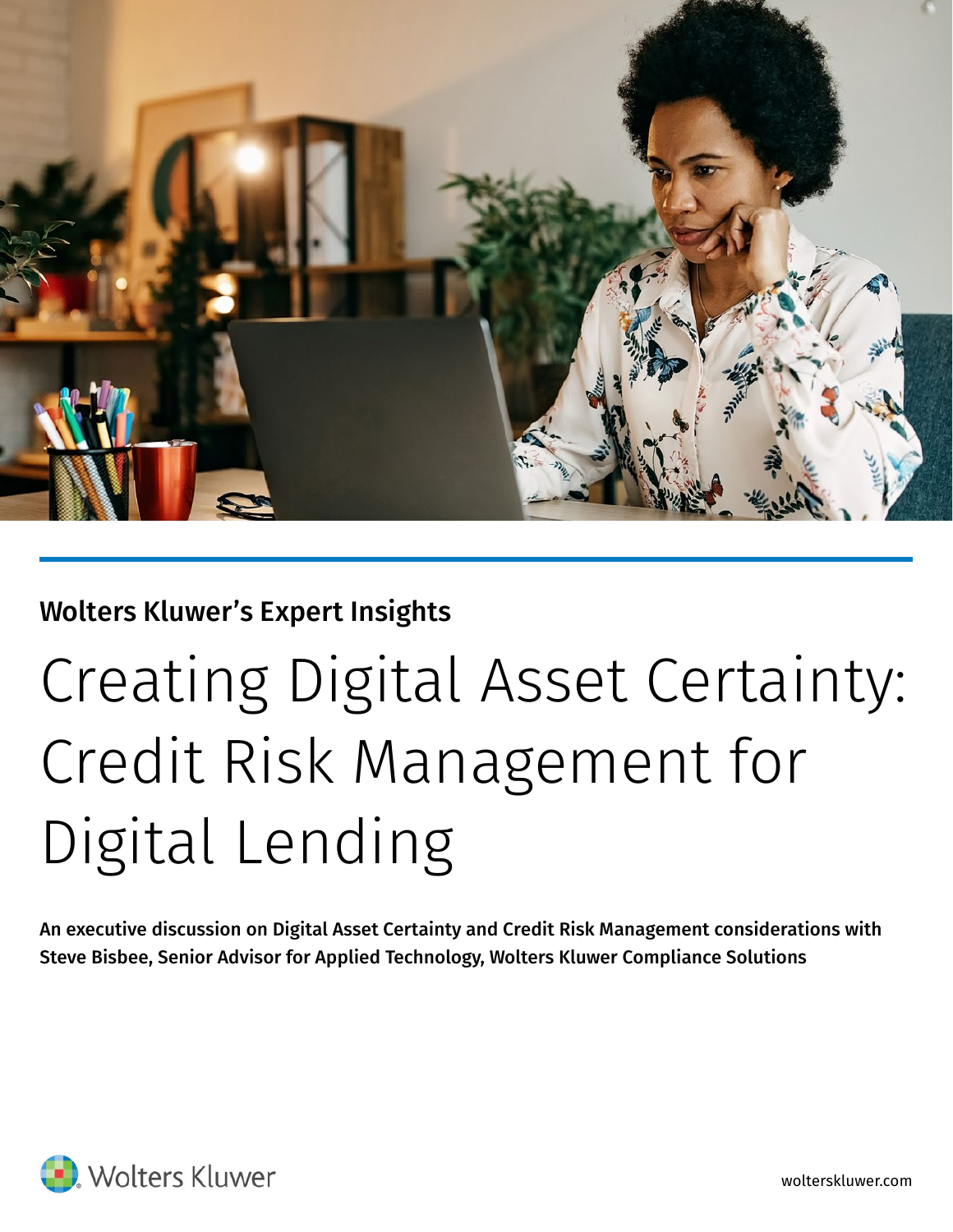Wolters Kluwer's Expert Insights

# Creating Digital Asset Certainty: Credit Risk Management for Digital Lending

**An executive discussion on Digital Asset Certainty and Credit Risk Management considerations with Steve Bisbee, Senior Advisor for Applied Technology, Wolters Kluwer Compliance Solutions**

Wolters Kluwer

wolterskluwer.com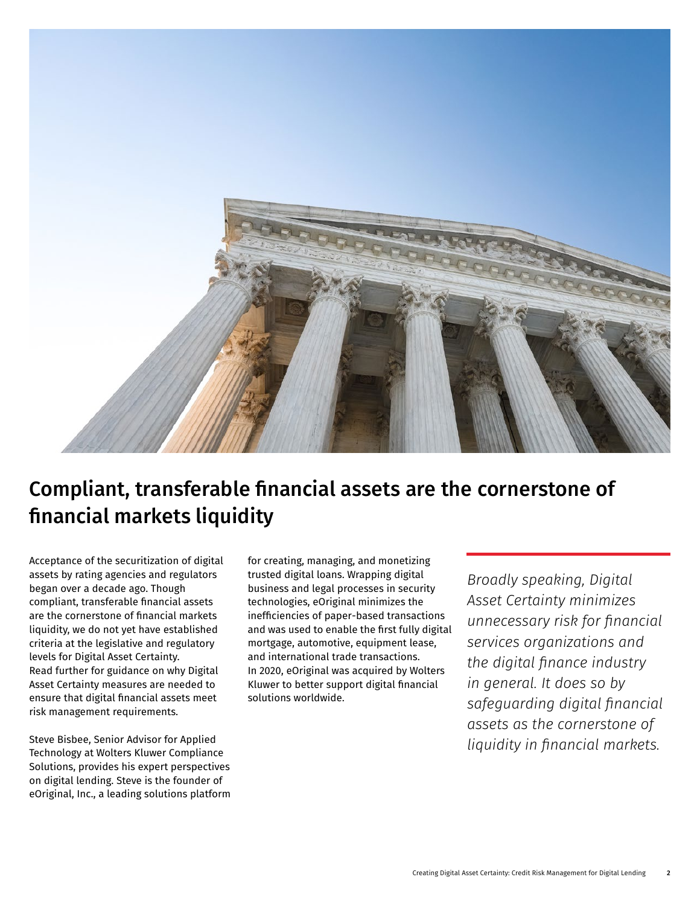## Compliant, transferable financial assets are the cornerstone of financial markets liquidity

Acceptance of the securitization of digital assets by rating agencies and regulators began over a decade ago. Though compliant, transferable financial assets are the cornerstone of financial markets liquidity, we do not yet have established criteria at the legislative and regulatory levels for Digital Asset Certainty. Read further for guidance on why Digital Asset Certainty measures are needed to ensure that digital financial assets meet risk management requirements.

Steve Bisbee, Senior Advisor for Applied Technology at Wolters Kluwer Compliance Solutions, provides his expert perspectives on digital lending. Steve is the founder of eOriginal, Inc., a leading solutions platform for creating, managing, and monetizing trusted digital loans. Wrapping digital business and legal processes in security technologies, eOriginal minimizes the inefficiencies of paper-based transactions and was used to enable the first fully digital mortgage, automotive, equipment lease, and international trade transactions. In 2020, eOriginal was acquired by Wolters Kluwer to better support digital financial solutions worldwide.

*Broadly speaking, Digital Asset Certainty minimizes unnecessary risk for financial services organizations and the digital finance industry in general. It does so by safeguarding digital financial assets as the cornerstone of liquidity in financial markets.*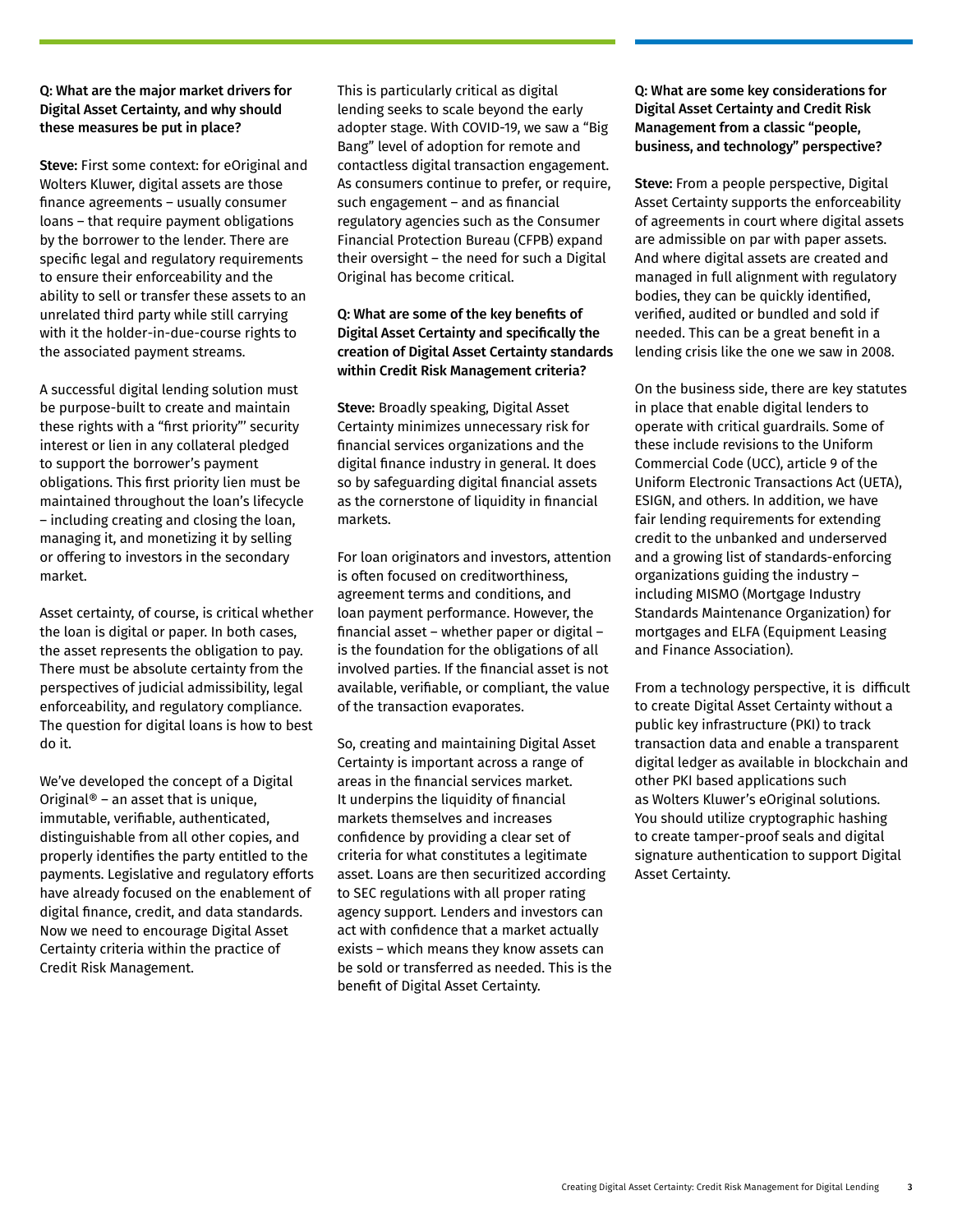**Q: What are the major market drivers for Digital Asset Certainty, and why should these measures be put in place?**

**Steve:** First some context: for eOriginal and Wolters Kluwer, digital assets are those finance agreements – usually consumer loans – that require payment obligations by the borrower to the lender. There are specific legal and regulatory requirements to ensure their enforceability and the ability to sell or transfer these assets to an unrelated third party while still carrying with it the holder-in-due-course rights to the associated payment streams.

A successful digital lending solution must be purpose-built to create and maintain these rights with a "first priority"' security interest or lien in any collateral pledged to support the borrower's payment obligations. This first priority lien must be maintained throughout the loan's lifecycle – including creating and closing the loan, managing it, and monetizing it by selling or offering to investors in the secondary market.

Asset certainty, of course, is critical whether the loan is digital or paper. In both cases, the asset represents the obligation to pay. There must be absolute certainty from the perspectives of judicial admissibility, legal enforceability, and regulatory compliance. The question for digital loans is how to best do it.

We've developed the concept of a Digital Original® – an asset that is unique, immutable, verifiable, authenticated, distinguishable from all other copies, and properly identifies the party entitled to the payments. Legislative and regulatory efforts have already focused on the enablement of digital finance, credit, and data standards. Now we need to encourage Digital Asset Certainty criteria within the practice of Credit Risk Management.

This is particularly critical as digital lending seeks to scale beyond the early adopter stage. With COVID-19, we saw a "Big Bang" level of adoption for remote and contactless digital transaction engagement. As consumers continue to prefer, or require, such engagement – and as financial regulatory agencies such as the Consumer Financial Protection Bureau (CFPB) expand their oversight – the need for such a Digital Original has become critical.

**Q: What are some of the key benefits of Digital Asset Certainty and specifically the creation of Digital Asset Certainty standards within Credit Risk Management criteria?**

**Steve:** Broadly speaking, Digital Asset Certainty minimizes unnecessary risk for financial services organizations and the digital finance industry in general. It does so by safeguarding digital financial assets as the cornerstone of liquidity in financial markets.

For loan originators and investors, attention is often focused on creditworthiness, agreement terms and conditions, and loan payment performance. However, the financial asset – whether paper or digital – is the foundation for the obligations of all involved parties. If the financial asset is not available, verifiable, or compliant, the value of the transaction evaporates.

So, creating and maintaining Digital Asset Certainty is important across a range of areas in the financial services market. It underpins the liquidity of financial markets themselves and increases confidence by providing a clear set of criteria for what constitutes a legitimate asset. Loans are then securitized according to SEC regulations with all proper rating agency support. Lenders and investors can act with confidence that a market actually exists – which means they know assets can be sold or transferred as needed. This is the benefit of Digital Asset Certainty.

**Q: What are some key considerations for Digital Asset Certainty and Credit Risk Management from a classic "people, business, and technology" perspective?**

**Steve:** From a people perspective, Digital Asset Certainty supports the enforceability of agreements in court where digital assets are admissible on par with paper assets. And where digital assets are created and managed in full alignment with regulatory bodies, they can be quickly identified, verified, audited or bundled and sold if needed. This can be a great benefit in a lending crisis like the one we saw in 2008.

On the business side, there are key statutes in place that enable digital lenders to operate with critical guardrails. Some of these include revisions to the Uniform Commercial Code (UCC), article 9 of the Uniform Electronic Transactions Act (UETA), ESIGN, and others. In addition, we have fair lending requirements for extending credit to the unbanked and underserved and a growing list of standards-enforcing organizations guiding the industry – including MISMO (Mortgage Industry Standards Maintenance Organization) for mortgages and ELFA (Equipment Leasing and Finance Association).

From a technology perspective, it is difficult to create Digital Asset Certainty without a public key infrastructure (PKI) to track transaction data and enable a transparent digital ledger as available in blockchain and other PKI based applications such as Wolters Kluwer's eOriginal solutions. You should utilize cryptographic hashing to create tamper-proof seals and digital signature authentication to support Digital Asset Certainty.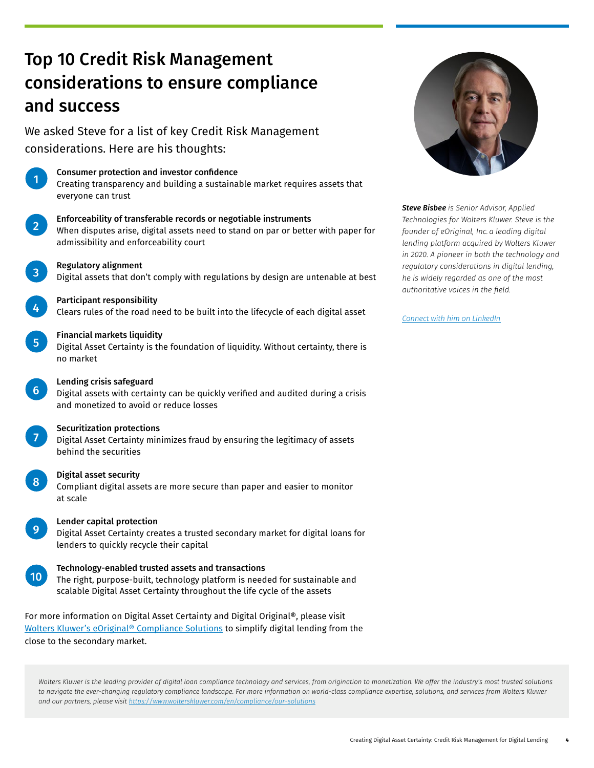# Top 10 Credit Risk Management considerations to ensure compliance and success

We asked Steve for a list of key Credit Risk Management considerations. Here are his thoughts:

1. **Consumer protection and investor confidence**
   Creating transparency and building a sustainable market requires assets that everyone can trust

2. **Enforceability of transferable records or negotiable instruments**
   When disputes arise, digital assets need to stand on par or better with paper for admissibility and enforceability court

3. **Regulatory alignment**
   Digital assets that don't comply with regulations by design are untenable at best

4. **Participant responsibility**
   Clears rules of the road need to be built into the lifecycle of each digital asset

5. **Financial markets liquidity**
   Digital Asset Certainty is the foundation of liquidity. Without certainty, there is no market

6. **Lending crisis safeguard**
   Digital assets with certainty can be quickly verified and audited during a crisis and monetized to avoid or reduce losses

7. **Securitization protections**
   Digital Asset Certainty minimizes fraud by ensuring the legitimacy of assets behind the securities

8. **Digital asset security**
   Compliant digital assets are more secure than paper and easier to monitor at scale

9. **Lender capital protection**
   Digital Asset Certainty creates a trusted secondary market for digital loans for lenders to quickly recycle their capital

10. **Technology-enabled trusted assets and transactions**
    The right, purpose-built, technology platform is needed for sustainable and scalable Digital Asset Certainty throughout the life cycle of the assets

For more information on Digital Asset Certainty and Digital Original®, please visit Wolters Kluwer's eOriginal® Compliance Solutions to simplify digital lending from the close to the secondary market.

***Steve Bisbee** is Senior Advisor, Applied Technologies for Wolters Kluwer. Steve is the founder of eOriginal, Inc. a leading digital lending platform acquired by Wolters Kluwer in 2020. A pioneer in both the technology and regulatory considerations in digital lending, he is widely regarded as one of the most authoritative voices in the field.*

*Connect with him on LinkedIn*

*Wolters Kluwer is the leading provider of digital loan compliance technology and services, from origination to monetization. We offer the industry's most trusted solutions to navigate the ever-changing regulatory compliance landscape. For more information on world-class compliance expertise, solutions, and services from Wolters Kluwer and our partners, please visit https://www.wolterskluwer.com/en/compliance/our-solutions*